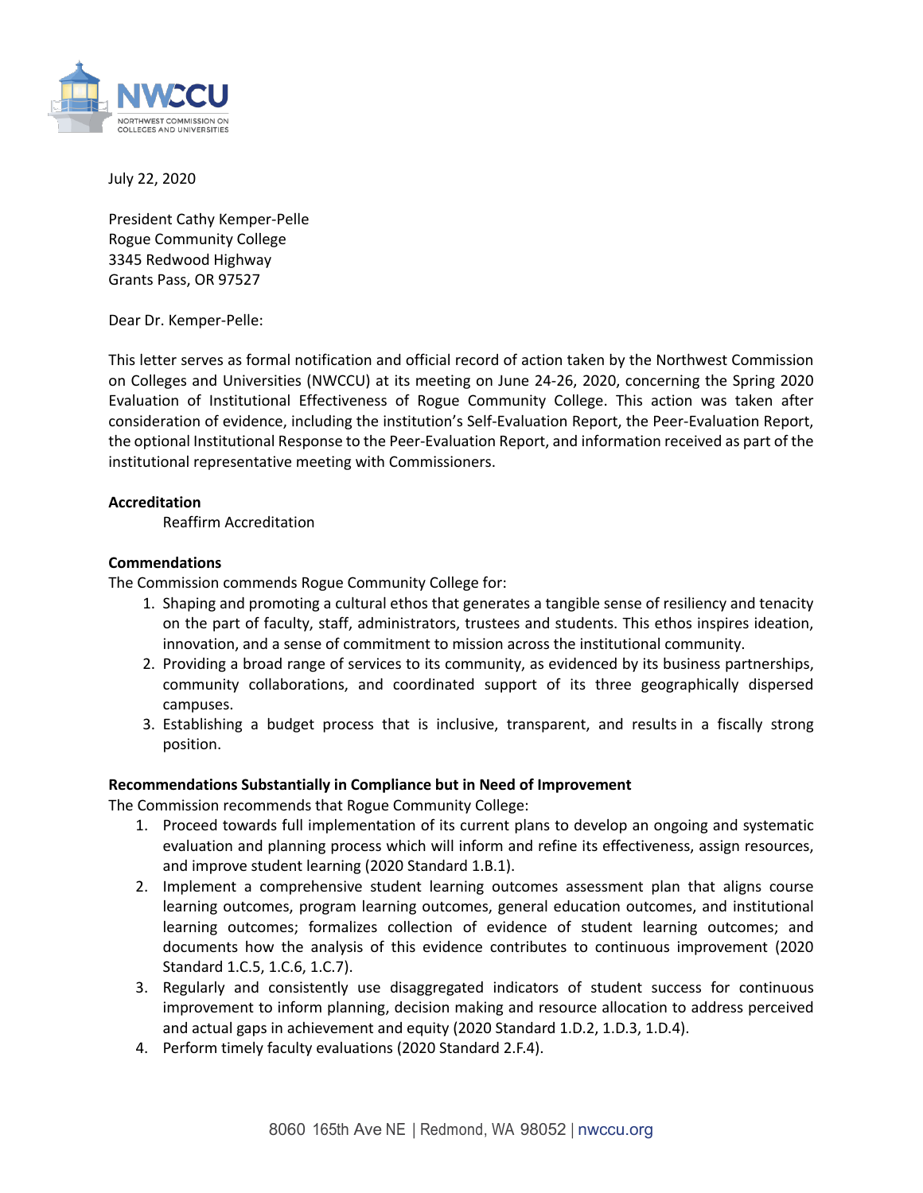July 22, 2020

President Cathy Kemper-Pelle
Rogue Community College
3345 Redwood Highway
Grants Pass, OR 97527

Dear Dr. Kemper-Pelle:

This letter serves as formal notification and official record of action taken by the Northwest Commission on Colleges and Universities (NWCCU) at its meeting on June 24-26, 2020, concerning the Spring 2020 Evaluation of Institutional Effectiveness of Rogue Community College. This action was taken after consideration of evidence, including the institution's Self-Evaluation Report, the Peer-Evaluation Report, the optional Institutional Response to the Peer-Evaluation Report, and information received as part of the institutional representative meeting with Commissioners.

**Accreditation**

Reaffirm Accreditation

**Commendations**

The Commission commends Rogue Community College for:

1. Shaping and promoting a cultural ethos that generates a tangible sense of resiliency and tenacity on the part of faculty, staff, administrators, trustees and students. This ethos inspires ideation, innovation, and a sense of commitment to mission across the institutional community.
2. Providing a broad range of services to its community, as evidenced by its business partnerships, community collaborations, and coordinated support of its three geographically dispersed campuses.
3. Establishing a budget process that is inclusive, transparent, and results in a fiscally strong position.

**Recommendations Substantially in Compliance but in Need of Improvement**

The Commission recommends that Rogue Community College:

1. Proceed towards full implementation of its current plans to develop an ongoing and systematic evaluation and planning process which will inform and refine its effectiveness, assign resources, and improve student learning (2020 Standard 1.B.1).
2. Implement a comprehensive student learning outcomes assessment plan that aligns course learning outcomes, program learning outcomes, general education outcomes, and institutional learning outcomes; formalizes collection of evidence of student learning outcomes; and documents how the analysis of this evidence contributes to continuous improvement (2020 Standard 1.C.5, 1.C.6, 1.C.7).
3. Regularly and consistently use disaggregated indicators of student success for continuous improvement to inform planning, decision making and resource allocation to address perceived and actual gaps in achievement and equity (2020 Standard 1.D.2, 1.D.3, 1.D.4).
4. Perform timely faculty evaluations (2020 Standard 2.F.4).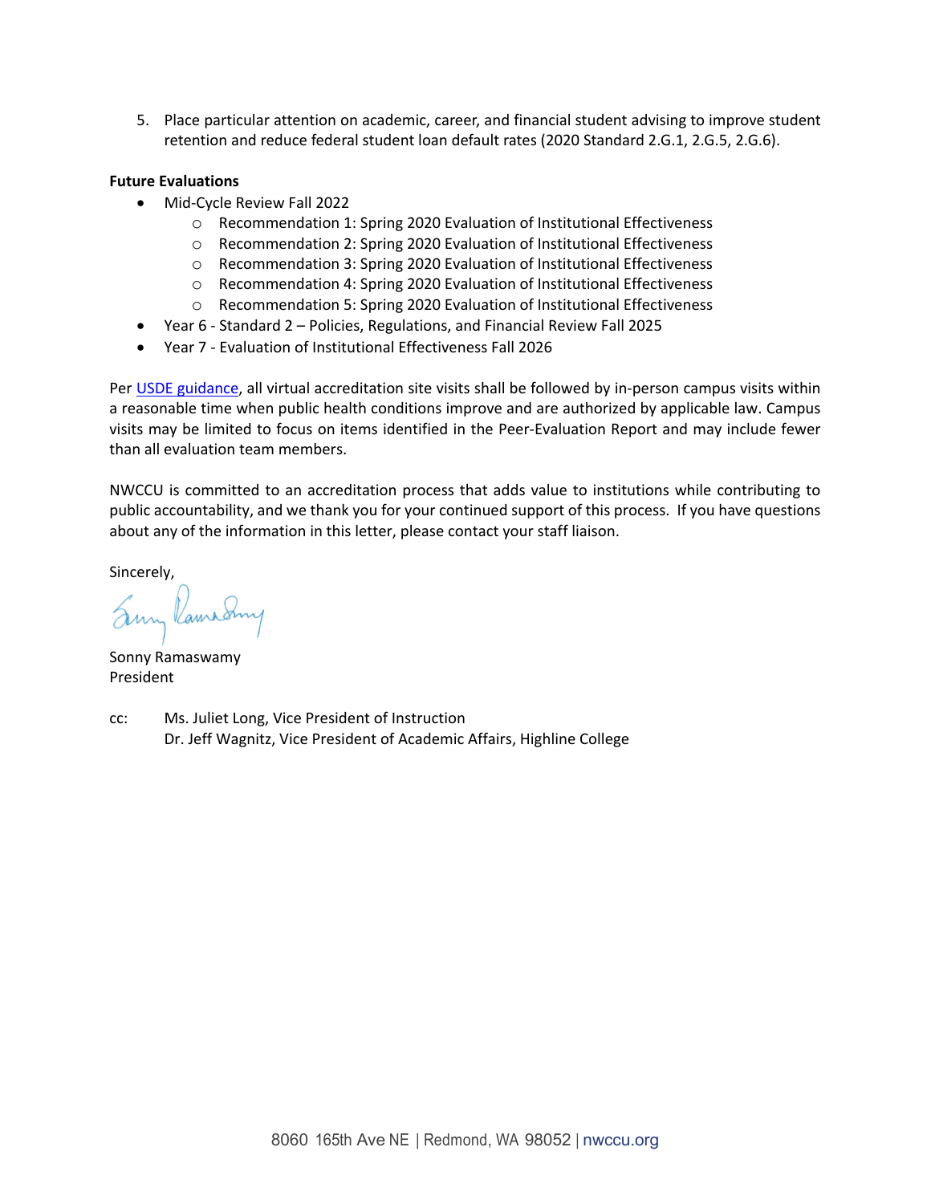5. Place particular attention on academic, career, and financial student advising to improve student retention and reduce federal student loan default rates (2020 Standard 2.G.1, 2.G.5, 2.G.6).

**Future Evaluations**

- Mid-Cycle Review Fall 2022
  - Recommendation 1: Spring 2020 Evaluation of Institutional Effectiveness
  - Recommendation 2: Spring 2020 Evaluation of Institutional Effectiveness
  - Recommendation 3: Spring 2020 Evaluation of Institutional Effectiveness
  - Recommendation 4: Spring 2020 Evaluation of Institutional Effectiveness
  - Recommendation 5: Spring 2020 Evaluation of Institutional Effectiveness
- Year 6 - Standard 2 – Policies, Regulations, and Financial Review Fall 2025
- Year 7 - Evaluation of Institutional Effectiveness Fall 2026

Per USDE guidance, all virtual accreditation site visits shall be followed by in-person campus visits within a reasonable time when public health conditions improve and are authorized by applicable law. Campus visits may be limited to focus on items identified in the Peer-Evaluation Report and may include fewer than all evaluation team members.

NWCCU is committed to an accreditation process that adds value to institutions while contributing to public accountability, and we thank you for your continued support of this process. If you have questions about any of the information in this letter, please contact your staff liaison.

Sincerely,

Sonny Ramaswamy
President

cc: Ms. Juliet Long, Vice President of Instruction
Dr. Jeff Wagnitz, Vice President of Academic Affairs, Highline College